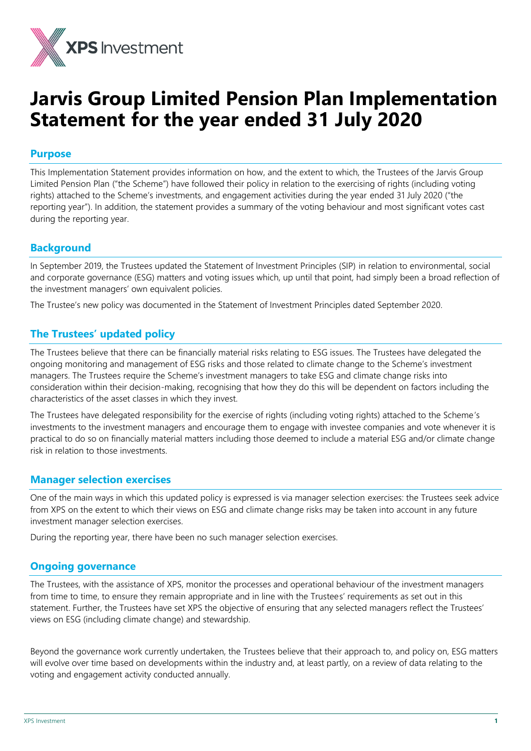# Jarvis Group Limited Pension Plan Implementation Statement for the year ended 31 July 2020

## Purpose

This Implementation Statement provides information on how, and the extent to which, the Trustees of the Jarvis Group Limited Pension Plan ("the Scheme") have followed their policy in relation to the exercising of rights (including voting rights) attached to the Scheme's investments, and engagement activities during the year ended 31 July 2020 ("the reporting year"). In addition, the statement provides a summary of the voting behaviour and most significant votes cast during the reporting year.

## Background

In September 2019, the Trustees updated the Statement of Investment Principles (SIP) in relation to environmental, social and corporate governance (ESG) matters and voting issues which, up until that point, had simply been a broad reflection of the investment managers' own equivalent policies.

The Trustee's new policy was documented in the Statement of Investment Principles dated September 2020.

## The Trustees' updated policy

The Trustees believe that there can be financially material risks relating to ESG issues. The Trustees have delegated the ongoing monitoring and management of ESG risks and those related to climate change to the Scheme's investment managers. The Trustees require the Scheme's investment managers to take ESG and climate change risks into consideration within their decision-making, recognising that how they do this will be dependent on factors including the characteristics of the asset classes in which they invest.

The Trustees have delegated responsibility for the exercise of rights (including voting rights) attached to the Scheme's investments to the investment managers and encourage them to engage with investee companies and vote whenever it is practical to do so on financially material matters including those deemed to include a material ESG and/or climate change risk in relation to those investments.

## Manager selection exercises

One of the main ways in which this updated policy is expressed is via manager selection exercises: the Trustees seek advice from XPS on the extent to which their views on ESG and climate change risks may be taken into account in any future investment manager selection exercises.

During the reporting year, there have been no such manager selection exercises.

## Ongoing governance

The Trustees, with the assistance of XPS, monitor the processes and operational behaviour of the investment managers from time to time, to ensure they remain appropriate and in line with the Trustees' requirements as set out in this statement. Further, the Trustees have set XPS the objective of ensuring that any selected managers reflect the Trustees' views on ESG (including climate change) and stewardship.

Beyond the governance work currently undertaken, the Trustees believe that their approach to, and policy on, ESG matters will evolve over time based on developments within the industry and, at least partly, on a review of data relating to the voting and engagement activity conducted annually.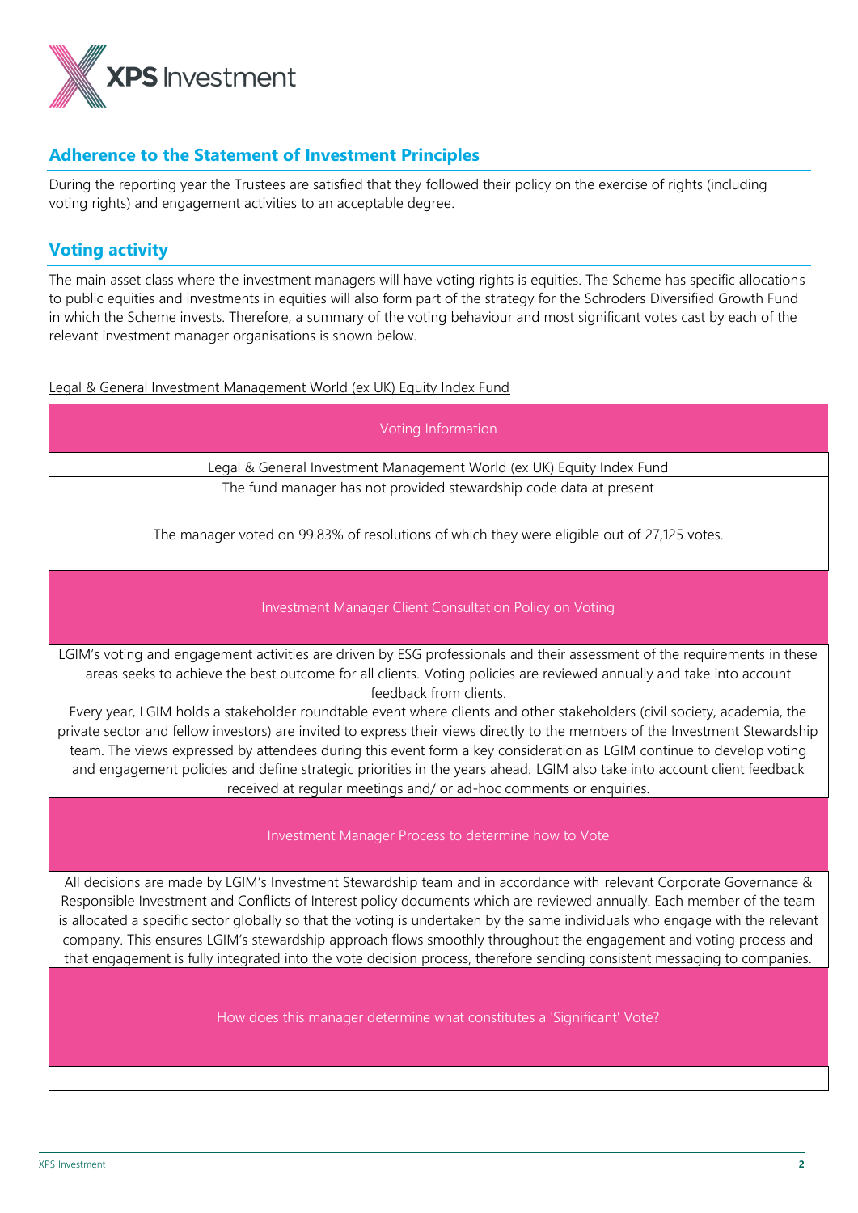## Adherence to the Statement of Investment Principles

During the reporting year the Trustees are satisfied that they followed their policy on the exercise of rights (including voting rights) and engagement activities to an acceptable degree.

## Voting activity

The main asset class where the investment managers will have voting rights is equities. The Scheme has specific allocations to public equities and investments in equities will also form part of the strategy for the Schroders Diversified Growth Fund in which the Scheme invests. Therefore, a summary of the voting behaviour and most significant votes cast by each of the relevant investment manager organisations is shown below.

Legal & General Investment Management World (ex UK) Equity Index Fund

| Voting Information |
|---|
| Legal & General Investment Management World (ex UK) Equity Index Fund |
| The fund manager has not provided stewardship code data at present |
| The manager voted on 99.83% of resolutions of which they were eligible out of 27,125 votes. |
| **Investment Manager Client Consultation Policy on Voting** |
| LGIM's voting and engagement activities are driven by ESG professionals and their assessment of the requirements in these areas seeks to achieve the best outcome for all clients. Voting policies are reviewed annually and take into account feedback from clients. Every year, LGIM holds a stakeholder roundtable event where clients and other stakeholders (civil society, academia, the private sector and fellow investors) are invited to express their views directly to the members of the Investment Stewardship team. The views expressed by attendees during this event form a key consideration as LGIM continue to develop voting and engagement policies and define strategic priorities in the years ahead. LGIM also take into account client feedback received at regular meetings and/ or ad-hoc comments or enquiries. |
| **Investment Manager Process to determine how to Vote** |
| All decisions are made by LGIM's Investment Stewardship team and in accordance with relevant Corporate Governance & Responsible Investment and Conflicts of Interest policy documents which are reviewed annually. Each member of the team is allocated a specific sector globally so that the voting is undertaken by the same individuals who engage with the relevant company. This ensures LGIM's stewardship approach flows smoothly throughout the engagement and voting process and that engagement is fully integrated into the vote decision process, therefore sending consistent messaging to companies. |
| **How does this manager determine what constitutes a 'Significant' Vote?** |
| |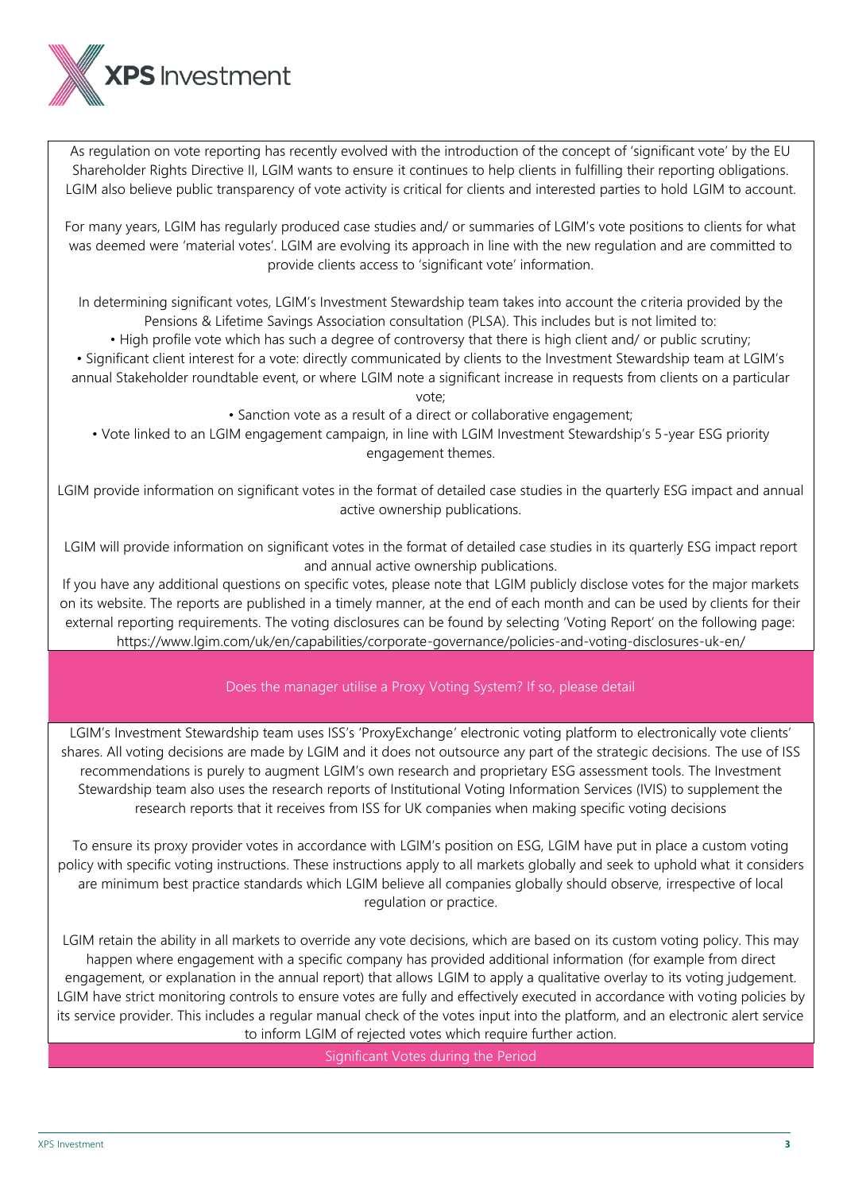As regulation on vote reporting has recently evolved with the introduction of the concept of 'significant vote' by the EU Shareholder Rights Directive II, LGIM wants to ensure it continues to help clients in fulfilling their reporting obligations. LGIM also believe public transparency of vote activity is critical for clients and interested parties to hold LGIM to account.

For many years, LGIM has regularly produced case studies and/ or summaries of LGIM's vote positions to clients for what was deemed were 'material votes'. LGIM are evolving its approach in line with the new regulation and are committed to provide clients access to 'significant vote' information.

In determining significant votes, LGIM's Investment Stewardship team takes into account the criteria provided by the Pensions & Lifetime Savings Association consultation (PLSA). This includes but is not limited to:

- High profile vote which has such a degree of controversy that there is high client and/ or public scrutiny;
- Significant client interest for a vote: directly communicated by clients to the Investment Stewardship team at LGIM's annual Stakeholder roundtable event, or where LGIM note a significant increase in requests from clients on a particular vote;
- Sanction vote as a result of a direct or collaborative engagement;
- Vote linked to an LGIM engagement campaign, in line with LGIM Investment Stewardship's 5-year ESG priority engagement themes.

LGIM provide information on significant votes in the format of detailed case studies in the quarterly ESG impact and annual active ownership publications.

LGIM will provide information on significant votes in the format of detailed case studies in its quarterly ESG impact report and annual active ownership publications.

If you have any additional questions on specific votes, please note that LGIM publicly disclose votes for the major markets on its website. The reports are published in a timely manner, at the end of each month and can be used by clients for their external reporting requirements. The voting disclosures can be found by selecting 'Voting Report' on the following page: https://www.lgim.com/uk/en/capabilities/corporate-governance/policies-and-voting-disclosures-uk-en/

## Does the manager utilise a Proxy Voting System? If so, please detail

LGIM's Investment Stewardship team uses ISS's 'ProxyExchange' electronic voting platform to electronically vote clients' shares. All voting decisions are made by LGIM and it does not outsource any part of the strategic decisions. The use of ISS recommendations is purely to augment LGIM's own research and proprietary ESG assessment tools. The Investment Stewardship team also uses the research reports of Institutional Voting Information Services (IVIS) to supplement the research reports that it receives from ISS for UK companies when making specific voting decisions

To ensure its proxy provider votes in accordance with LGIM's position on ESG, LGIM have put in place a custom voting policy with specific voting instructions. These instructions apply to all markets globally and seek to uphold what it considers are minimum best practice standards which LGIM believe all companies globally should observe, irrespective of local regulation or practice.

LGIM retain the ability in all markets to override any vote decisions, which are based on its custom voting policy. This may happen where engagement with a specific company has provided additional information (for example from direct engagement, or explanation in the annual report) that allows LGIM to apply a qualitative overlay to its voting judgement. LGIM have strict monitoring controls to ensure votes are fully and effectively executed in accordance with voting policies by its service provider. This includes a regular manual check of the votes input into the platform, and an electronic alert service to inform LGIM of rejected votes which require further action.

## Significant Votes during the Period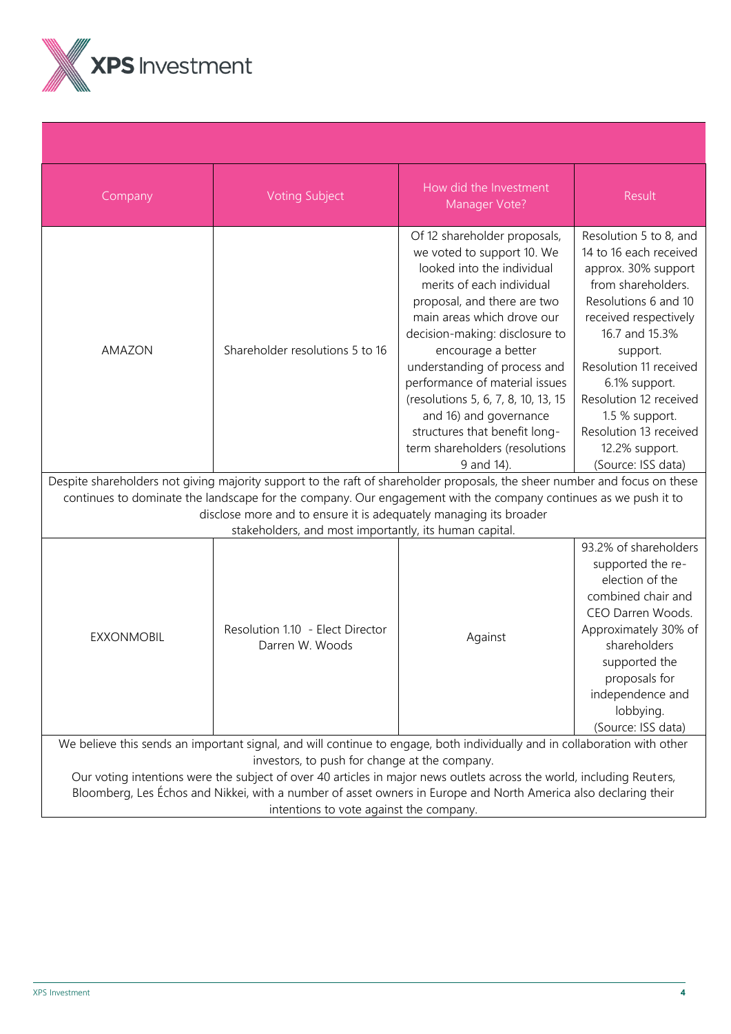| Company | Voting Subject | How did the Investment Manager Vote? | Result |
|---|---|---|---|
| AMAZON | Shareholder resolutions 5 to 16 | Of 12 shareholder proposals, we voted to support 10. We looked into the individual merits of each individual proposal, and there are two main areas which drove our decision-making: disclosure to encourage a better understanding of process and performance of material issues (resolutions 5, 6, 7, 8, 10, 13, 15 and 16) and governance structures that benefit long-term shareholders (resolutions 9 and 14). | Resolution 5 to 8, and 14 to 16 each received approx. 30% support from shareholders. Resolutions 6 and 10 received respectively 16.7 and 15.3% support. Resolution 11 received 6.1% support. Resolution 12 received 1.5 % support. Resolution 13 received 12.2% support. (Source: ISS data) |
| Despite shareholders not giving majority support to the raft of shareholder proposals, the sheer number and focus on these continues to dominate the landscape for the company. Our engagement with the company continues as we push it to disclose more and to ensure it is adequately managing its broader stakeholders, and most importantly, its human capital. | | | |
| EXXONMOBIL | Resolution 1.10 - Elect Director Darren W. Woods | Against | 93.2% of shareholders supported the re-election of the combined chair and CEO Darren Woods. Approximately 30% of shareholders supported the proposals for independence and lobbying. (Source: ISS data) |
| We believe this sends an important signal, and will continue to engage, both individually and in collaboration with other investors, to push for change at the company. Our voting intentions were the subject of over 40 articles in major news outlets across the world, including Reuters, Bloomberg, Les Échos and Nikkei, with a number of asset owners in Europe and North America also declaring their intentions to vote against the company. | | | |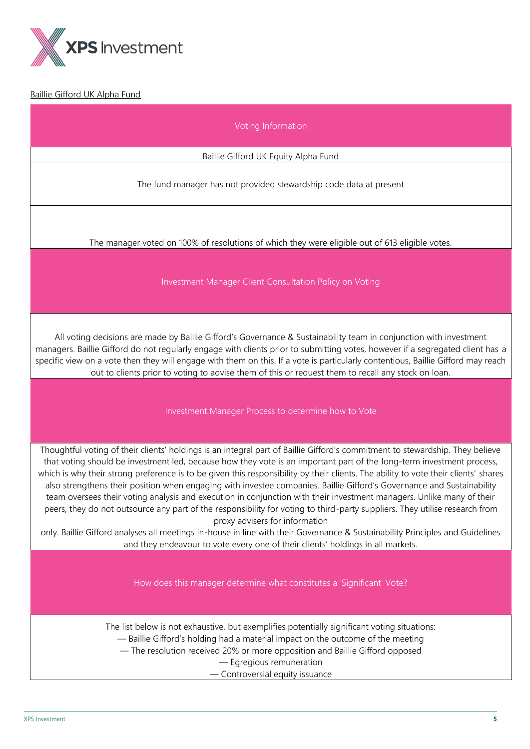Baillie Gifford UK Alpha Fund

| Voting Information |
|---|
| Baillie Gifford UK Equity Alpha Fund |
| The fund manager has not provided stewardship code data at present |
| The manager voted on 100% of resolutions of which they were eligible out of 613 eligible votes. |
| **Investment Manager Client Consultation Policy on Voting** |
| All voting decisions are made by Baillie Gifford's Governance & Sustainability team in conjunction with investment managers. Baillie Gifford do not regularly engage with clients prior to submitting votes, however if a segregated client has a specific view on a vote then they will engage with them on this. If a vote is particularly contentious, Baillie Gifford may reach out to clients prior to voting to advise them of this or request them to recall any stock on loan. |
| **Investment Manager Process to determine how to Vote** |
| Thoughtful voting of their clients' holdings is an integral part of Baillie Gifford's commitment to stewardship. They believe that voting should be investment led, because how they vote is an important part of the long-term investment process, which is why their strong preference is to be given this responsibility by their clients. The ability to vote their clients' shares also strengthens their position when engaging with investee companies. Baillie Gifford's Governance and Sustainability team oversees their voting analysis and execution in conjunction with their investment managers. Unlike many of their peers, they do not outsource any part of the responsibility for voting to third-party suppliers. They utilise research from proxy advisers for information only. Baillie Gifford analyses all meetings in-house in line with their Governance & Sustainability Principles and Guidelines and they endeavour to vote every one of their clients' holdings in all markets. |
| **How does this manager determine what constitutes a 'Significant' Vote?** |
| The list below is not exhaustive, but exemplifies potentially significant voting situations:<br>— Baillie Gifford's holding had a material impact on the outcome of the meeting<br>— The resolution received 20% or more opposition and Baillie Gifford opposed<br>— Egregious remuneration<br>— Controversial equity issuance |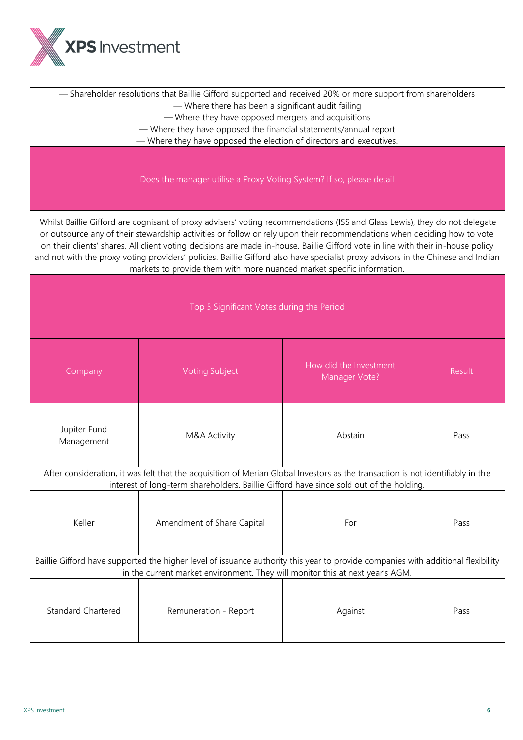— Shareholder resolutions that Baillie Gifford supported and received 20% or more support from shareholders
— Where there has been a significant audit failing
— Where they have opposed mergers and acquisitions
— Where they have opposed the financial statements/annual report
— Where they have opposed the election of directors and executives.

## Does the manager utilise a Proxy Voting System? If so, please detail

Whilst Baillie Gifford are cognisant of proxy advisers' voting recommendations (ISS and Glass Lewis), they do not delegate or outsource any of their stewardship activities or follow or rely upon their recommendations when deciding how to vote on their clients' shares. All client voting decisions are made in-house. Baillie Gifford vote in line with their in-house policy and not with the proxy voting providers' policies. Baillie Gifford also have specialist proxy advisors in the Chinese and Indian markets to provide them with more nuanced market specific information.

## Top 5 Significant Votes during the Period

| Company | Voting Subject | How did the Investment Manager Vote? | Result |
|---|---|---|---|
| Jupiter Fund Management | M&A Activity | Abstain | Pass |
| After consideration, it was felt that the acquisition of Merian Global Investors as the transaction is not identifiably in the interest of long-term shareholders. Baillie Gifford have since sold out of the holding. | | | |
| Keller | Amendment of Share Capital | For | Pass |
| Baillie Gifford have supported the higher level of issuance authority this year to provide companies with additional flexibility in the current market environment. They will monitor this at next year's AGM. | | | |
| Standard Chartered | Remuneration - Report | Against | Pass |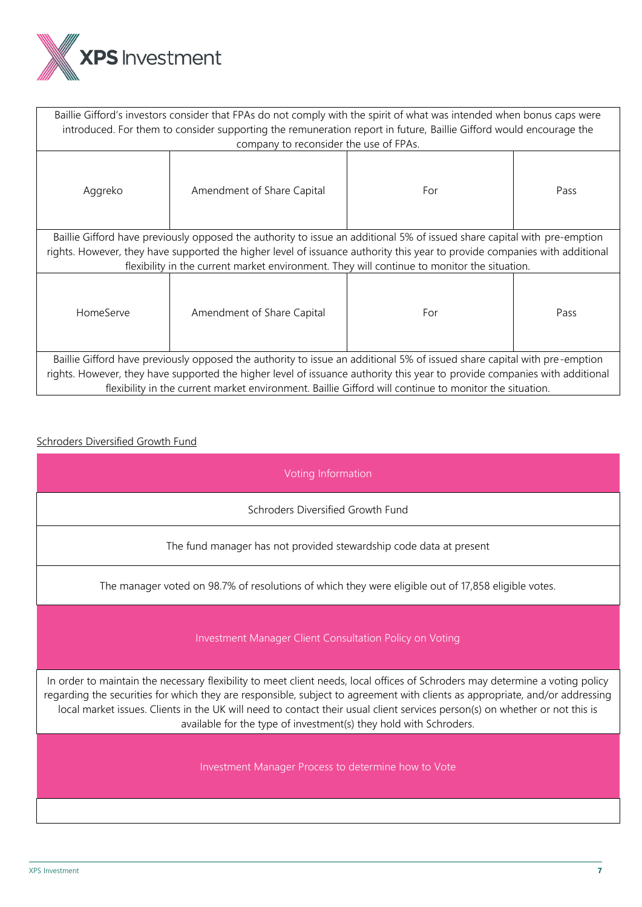| | | | |
|---|---|---|---|
| Baillie Gifford's investors consider that FPAs do not comply with the spirit of what was intended when bonus caps were introduced. For them to consider supporting the remuneration report in future, Baillie Gifford would encourage the company to reconsider the use of FPAs. | | | |
| Aggreko | Amendment of Share Capital | For | Pass |
| Baillie Gifford have previously opposed the authority to issue an additional 5% of issued share capital with pre-emption rights. However, they have supported the higher level of issuance authority this year to provide companies with additional flexibility in the current market environment. They will continue to monitor the situation. | | | |
| HomeServe | Amendment of Share Capital | For | Pass |
| Baillie Gifford have previously opposed the authority to issue an additional 5% of issued share capital with pre-emption rights. However, they have supported the higher level of issuance authority this year to provide companies with additional flexibility in the current market environment. Baillie Gifford will continue to monitor the situation. | | | |

Schroders Diversified Growth Fund

| Voting Information |
|---|
| Schroders Diversified Growth Fund |
| The fund manager has not provided stewardship code data at present |
| The manager voted on 98.7% of resolutions of which they were eligible out of 17,858 eligible votes. |
| **Investment Manager Client Consultation Policy on Voting** |
| In order to maintain the necessary flexibility to meet client needs, local offices of Schroders may determine a voting policy regarding the securities for which they are responsible, subject to agreement with clients as appropriate, and/or addressing local market issues. Clients in the UK will need to contact their usual client services person(s) on whether or not this is available for the type of investment(s) they hold with Schroders. |
| **Investment Manager Process to determine how to Vote** |
| |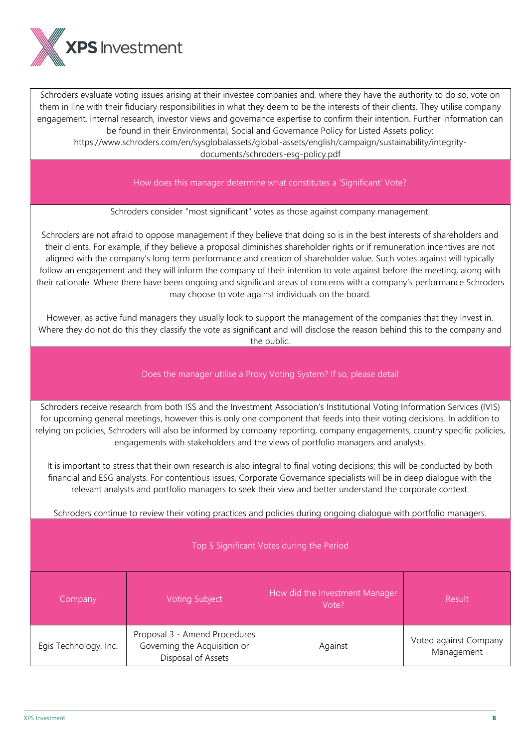Schroders evaluate voting issues arising at their investee companies and, where they have the authority to do so, vote on them in line with their fiduciary responsibilities in what they deem to be the interests of their clients. They utilise company engagement, internal research, investor views and governance expertise to confirm their intention. Further information can be found in their Environmental, Social and Governance Policy for Listed Assets policy: https://www.schroders.com/en/sysglobalassets/global-assets/english/campaign/sustainability/integrity-documents/schroders-esg-policy.pdf

## How does this manager determine what constitutes a 'Significant' Vote?

Schroders consider "most significant" votes as those against company management.

Schroders are not afraid to oppose management if they believe that doing so is in the best interests of shareholders and their clients. For example, if they believe a proposal diminishes shareholder rights or if remuneration incentives are not aligned with the company's long term performance and creation of shareholder value. Such votes against will typically follow an engagement and they will inform the company of their intention to vote against before the meeting, along with their rationale. Where there have been ongoing and significant areas of concerns with a company's performance Schroders may choose to vote against individuals on the board.

However, as active fund managers they usually look to support the management of the companies that they invest in. Where they do not do this they classify the vote as significant and will disclose the reason behind this to the company and the public.

## Does the manager utilise a Proxy Voting System? If so, please detail

Schroders receive research from both ISS and the Investment Association's Institutional Voting Information Services (IVIS) for upcoming general meetings, however this is only one component that feeds into their voting decisions. In addition to relying on policies, Schroders will also be informed by company reporting, company engagements, country specific policies, engagements with stakeholders and the views of portfolio managers and analysts.

It is important to stress that their own research is also integral to final voting decisions; this will be conducted by both financial and ESG analysts. For contentious issues, Corporate Governance specialists will be in deep dialogue with the relevant analysts and portfolio managers to seek their view and better understand the corporate context.

Schroders continue to review their voting practices and policies during ongoing dialogue with portfolio managers.

## Top 5 Significant Votes during the Period

| Company | Voting Subject | How did the Investment Manager Vote? | Result |
|---|---|---|---|
| Egis Technology, Inc. | Proposal 3 - Amend Procedures Governing the Acquisition or Disposal of Assets | Against | Voted against Company Management |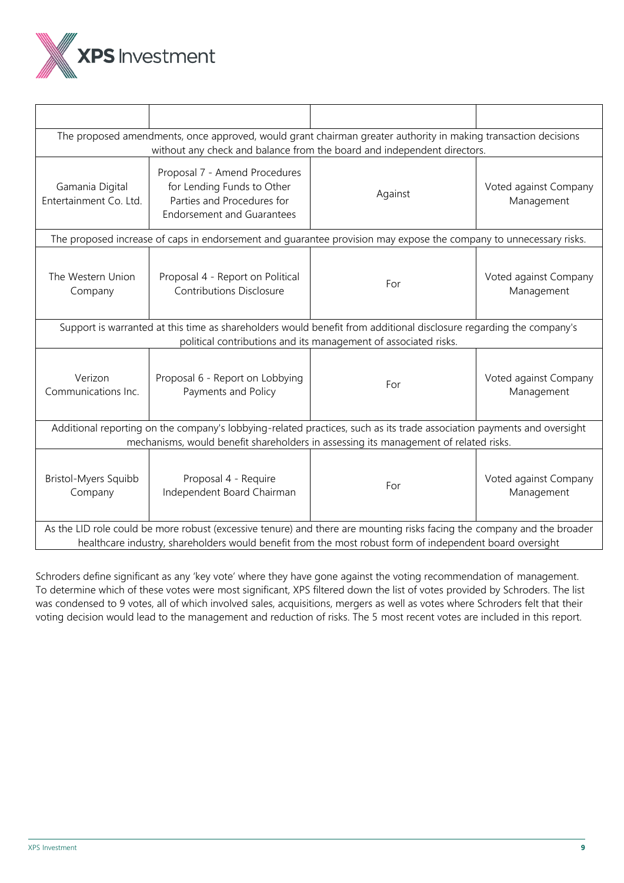| | | | |
|---|---|---|---|
| | | | |
| The proposed amendments, once approved, would grant chairman greater authority in making transaction decisions without any check and balance from the board and independent directors. | | | |
| Gamania Digital Entertainment Co. Ltd. | Proposal 7 - Amend Procedures for Lending Funds to Other Parties and Procedures for Endorsement and Guarantees | Against | Voted against Company Management |
| The proposed increase of caps in endorsement and guarantee provision may expose the company to unnecessary risks. | | | |
| The Western Union Company | Proposal 4 - Report on Political Contributions Disclosure | For | Voted against Company Management |
| Support is warranted at this time as shareholders would benefit from additional disclosure regarding the company's political contributions and its management of associated risks. | | | |
| Verizon Communications Inc. | Proposal 6 - Report on Lobbying Payments and Policy | For | Voted against Company Management |
| Additional reporting on the company's lobbying-related practices, such as its trade association payments and oversight mechanisms, would benefit shareholders in assessing its management of related risks. | | | |
| Bristol-Myers Squibb Company | Proposal 4 - Require Independent Board Chairman | For | Voted against Company Management |
| As the LID role could be more robust (excessive tenure) and there are mounting risks facing the company and the broader healthcare industry, shareholders would benefit from the most robust form of independent board oversight | | | |

Schroders define significant as any 'key vote' where they have gone against the voting recommendation of management. To determine which of these votes were most significant, XPS filtered down the list of votes provided by Schroders. The list was condensed to 9 votes, all of which involved sales, acquisitions, mergers as well as votes where Schroders felt that their voting decision would lead to the management and reduction of risks. The 5 most recent votes are included in this report.